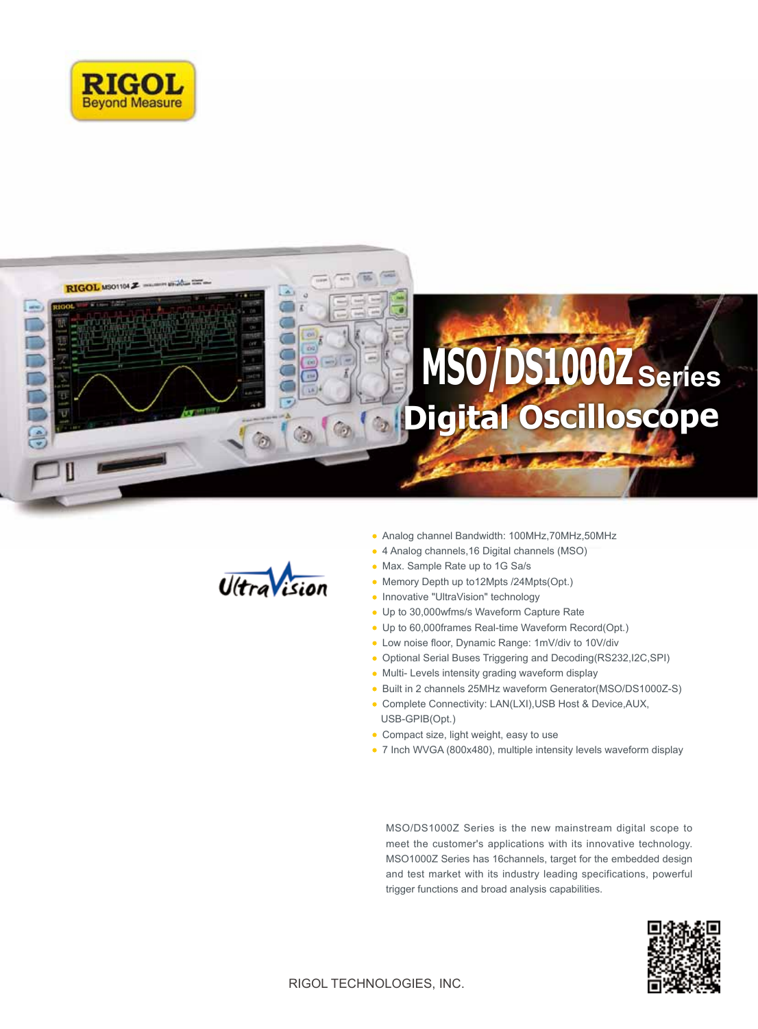RIGOL
Beyond Measure

# MSO/DS1000Z Series
## Digital Oscilloscope

UltraVision

- Analog channel Bandwidth: 100MHz,70MHz,50MHz
- 4 Analog channels,16 Digital channels (MSO)
- Max. Sample Rate up to 1G Sa/s
- Memory Depth up to12Mpts /24Mpts(Opt.)
- Innovative "UltraVision" technology
- Up to 30,000wfms/s Waveform Capture Rate
- Up to 60,000frames Real-time Waveform Record(Opt.)
- Low noise floor, Dynamic Range: 1mV/div to 10V/div
- Optional Serial Buses Triggering and Decoding(RS232,I2C,SPI)
- Multi- Levels intensity grading waveform display
- Built in 2 channels 25MHz waveform Generator(MSO/DS1000Z-S)
- Complete Connectivity: LAN(LXI),USB Host & Device,AUX, USB-GPIB(Opt.)
- Compact size, light weight, easy to use
- 7 Inch WVGA (800x480), multiple intensity levels waveform display

MSO/DS1000Z Series is the new mainstream digital scope to meet the customer's applications with its innovative technology. MSO1000Z Series has 16channels, target for the embedded design and test market with its industry leading specifications, powerful trigger functions and broad analysis capabilities.

RIGOL TECHNOLOGIES, INC.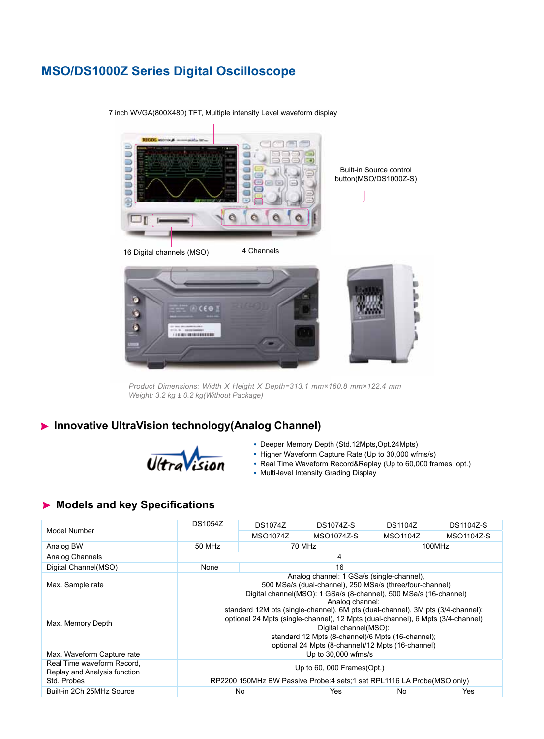# MSO/DS1000Z Series Digital Oscilloscope

7 inch WVGA(800X480) TFT, Multiple intensity Level waveform display

Built-in Source control button(MSO/DS1000Z-S)

16 Digital channels (MSO)

4 Channels

*Product Dimensions: Width X Height X Depth=313.1 mm×160.8 mm×122.4 mm*
*Weight: 3.2 kg ± 0.2 kg(Without Package)*

## Innovative UltraVision technology(Analog Channel)

UltraVision

- Deeper Memory Depth (Std.12Mpts,Opt.24Mpts)
- Higher Waveform Capture Rate (Up to 30,000 wfms/s)
- Real Time Waveform Record&Replay (Up to 60,000 frames, opt.)
- Multi-level Intensity Grading Display

## Models and key Specifications

| Model Number | DS1054Z | DS1074Z | DS1074Z-S | DS1104Z | DS1104Z-S |
|---|---|---|---|---|---|
| | | MSO1074Z | MSO1074Z-S | MSO1104Z | MSO1104Z-S |
| Analog BW | 50 MHz | 70 MHz | | 100MHz | |
| Analog Channels | 4 | | | | |
| Digital Channel(MSO) | None | 16 | | | |
| Max. Sample rate | Analog channel: 1 GSa/s (single-channel), 500 MSa/s (dual-channel), 250 MSa/s (three/four-channel) Digital channel(MSO): 1 GSa/s (8-channel), 500 MSa/s (16-channel) | | | | |
| Max. Memory Depth | Analog channel: standard 12M pts (single-channel), 6M pts (dual-channel), 3M pts (3/4-channel); optional 24 Mpts (single-channel), 12 Mpts (dual-channel), 6 Mpts (3/4-channel) Digital channel(MSO): standard 12 Mpts (8-channel)/6 Mpts (16-channel); optional 24 Mpts (8-channel)/12 Mpts (16-channel) | | | | |
| Max. Waveform Capture rate | Up to 30,000 wfms/s | | | | |
| Real Time waveform Record, Replay and Analysis function | Up to 60, 000 Frames(Opt.) | | | | |
| Std. Probes | RP2200 150MHz BW Passive Probe:4 sets;1 set RPL1116 LA Probe(MSO only) | | | | |
| Built-in 2Ch 25MHz Source | No | | Yes | No | Yes |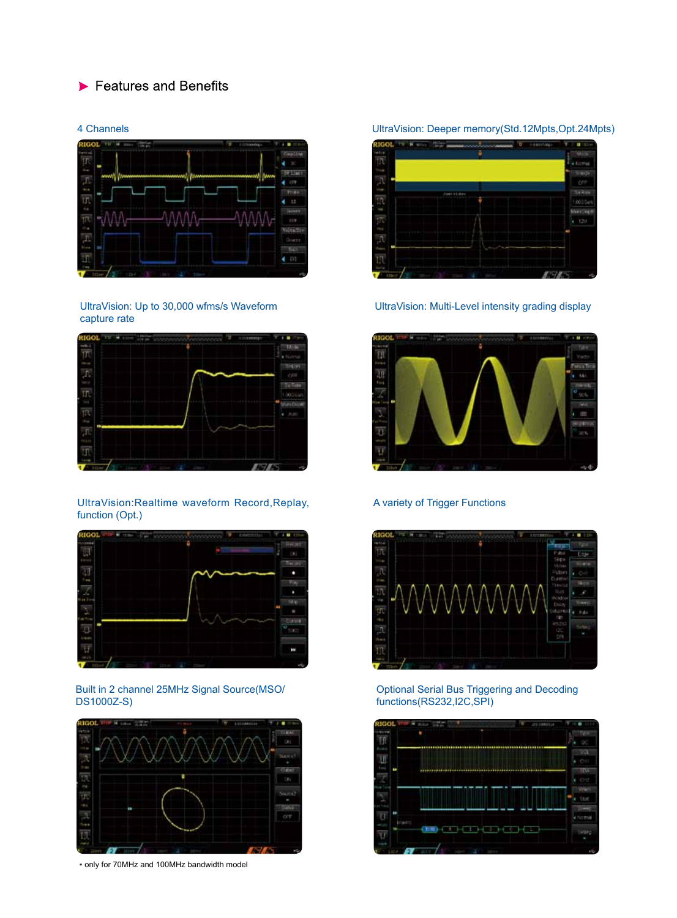## Features and Benefits

4 Channels

UltraVision: Deeper memory(Std.12Mpts,Opt.24Mpts)

UltraVision: Up to 30,000 wfms/s Waveform capture rate

UltraVision: Multi-Level intensity grading display

UltraVision:Realtime waveform Record,Replay, function (Opt.)

A variety of Trigger Functions

Built in 2 channel 25MHz Signal Source(MSO/DS1000Z-S)

Optional Serial Bus Triggering and Decoding functions(RS232,I2C,SPI)

* only for 70MHz and 100MHz bandwidth model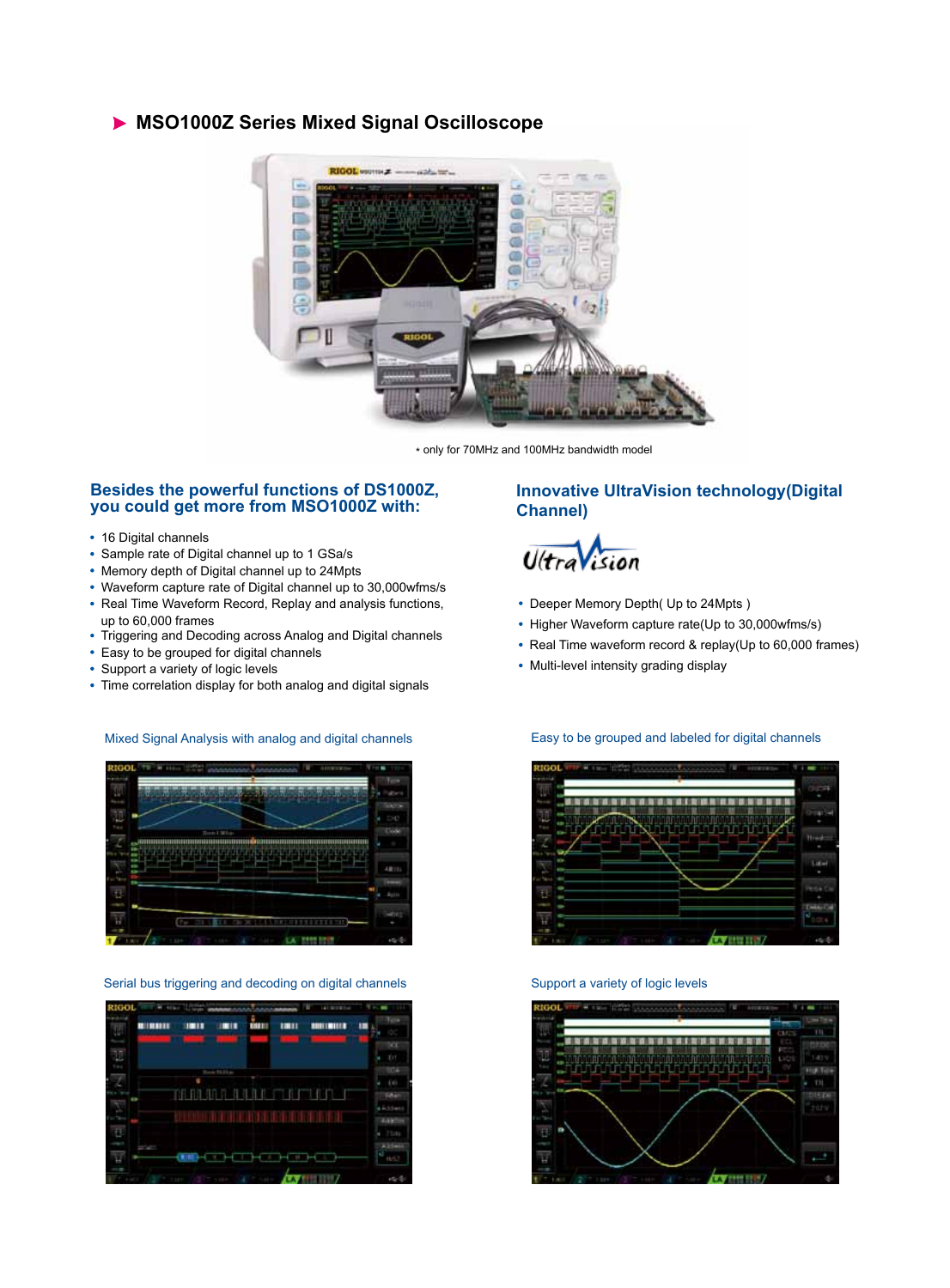## MSO1000Z Series Mixed Signal Oscilloscope

* only for 70MHz and 100MHz bandwidth model

### Besides the powerful functions of DS1000Z, you could get more from MSO1000Z with:

- 16 Digital channels
- Sample rate of Digital channel up to 1 GSa/s
- Memory depth of Digital channel up to 24Mpts
- Waveform capture rate of Digital channel up to 30,000wfms/s
- Real Time Waveform Record, Replay and analysis functions, up to 60,000 frames
- Triggering and Decoding across Analog and Digital channels
- Easy to be grouped for digital channels
- Support a variety of logic levels
- Time correlation display for both analog and digital signals

### Innovative UltraVision technology(Digital Channel)

UltraVision

- Deeper Memory Depth( Up to 24Mpts )
- Higher Waveform capture rate(Up to 30,000wfms/s)
- Real Time waveform record & replay(Up to 60,000 frames)
- Multi-level intensity grading display

Mixed Signal Analysis with analog and digital channels

Easy to be grouped and labeled for digital channels

Serial bus triggering and decoding on digital channels

Support a variety of logic levels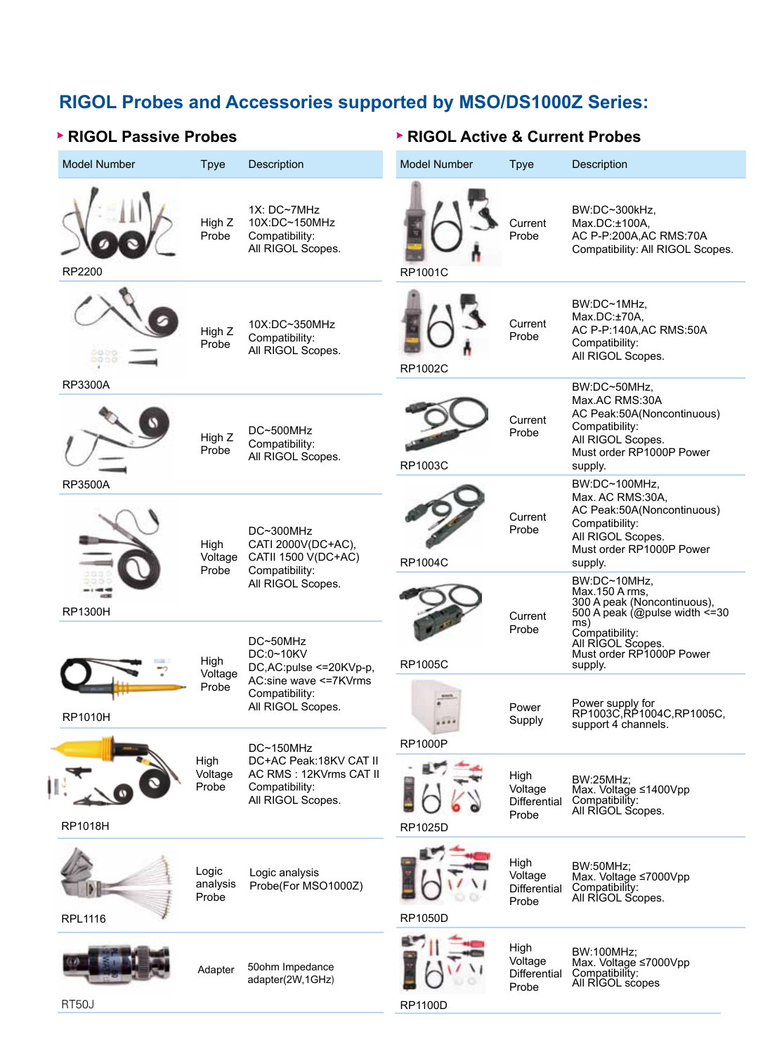# RIGOL Probes and Accessories supported by MSO/DS1000Z Series:

## RIGOL Passive Probes

| Model Number | Tpye | Description |
| --- | --- | --- |
| RP2200 | High Z Probe | 1X: DC~7MHz<br>10X:DC~150MHz<br>Compatibility:<br>All RIGOL Scopes. |
| RP3300A | High Z Probe | 10X:DC~350MHz<br>Compatibility:<br>All RIGOL Scopes. |
| RP3500A | High Z Probe | DC~500MHz<br>Compatibility:<br>All RIGOL Scopes. |
| RP1300H | High Voltage Probe | DC~300MHz<br>CATI 2000V(DC+AC),<br>CATII 1500 V(DC+AC)<br>Compatibility:<br>All RIGOL Scopes. |
| RP1010H | High Voltage Probe | DC~50MHz<br>DC:0~10KV<br>DC,AC:pulse <=20KVp-p,<br>AC:sine wave <=7KVrms<br>Compatibility:<br>All RIGOL Scopes. |
| RP1018H | High Voltage Probe | DC~150MHz<br>DC+AC Peak:18KV CAT II<br>AC RMS : 12KVrms CAT II<br>Compatibility:<br>All RIGOL Scopes. |
| RPL1116 | Logic analysis Probe | Logic analysis Probe(For MSO1000Z) |
| RT50J | Adapter | 50ohm Impedance adapter(2W,1GHz) |

## RIGOL Active & Current Probes

| Model Number | Tpye | Description |
| --- | --- | --- |
| RP1001C | Current Probe | BW:DC~300kHz,<br>Max.DC:±100A,<br>AC P-P:200A,AC RMS:70A<br>Compatibility: All RIGOL Scopes. |
| RP1002C | Current Probe | BW:DC~1MHz,<br>Max.DC:±70A,<br>AC P-P:140A,AC RMS:50A<br>Compatibility:<br>All RIGOL Scopes. |
| RP1003C | Current Probe | BW:DC~50MHz,<br>Max.AC RMS:30A<br>AC Peak:50A(Noncontinuous)<br>Compatibility:<br>All RIGOL Scopes.<br>Must order RP1000P Power supply. |
| RP1004C | Current Probe | BW:DC~100MHz,<br>Max. AC RMS:30A,<br>AC Peak:50A(Noncontinuous)<br>Compatibility:<br>All RIGOL Scopes.<br>Must order RP1000P Power supply. |
| RP1005C | Current Probe | BW:DC~10MHz,<br>Max.150 A rms,<br>300 A peak (Noncontinuous),<br>500 A peak (@pulse width <=30 ms)<br>Compatibility:<br>All RIGOL Scopes.<br>Must order RP1000P Power supply. |
| RP1000P | Power Supply | Power supply for RP1003C,RP1004C,RP1005C, support 4 channels. |
| RP1025D | High Voltage Differential Probe | BW:25MHz;<br>Max. Voltage ≤1400Vpp<br>Compatibility:<br>All RIGOL Scopes. |
| RP1050D | High Voltage Differential Probe | BW:50MHz;<br>Max. Voltage ≤7000Vpp<br>Compatibility:<br>All RIGOL Scopes. |
| RP1100D | High Voltage Differential Probe | BW:100MHz;<br>Max. Voltage ≤7000Vpp<br>Compatibility:<br>All RIGOL scopes |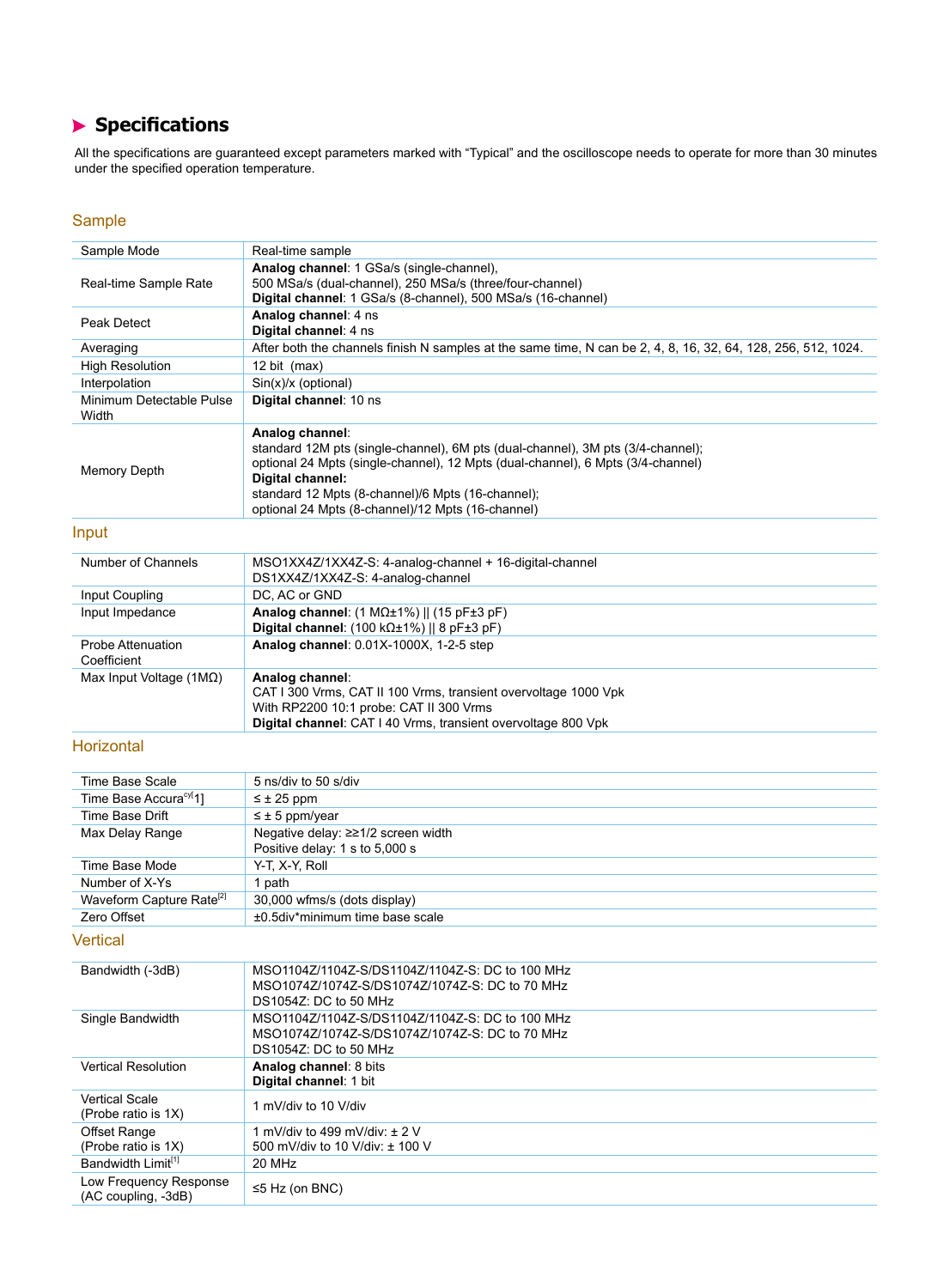## Specifications

All the specifications are guaranteed except parameters marked with "Typical" and the oscilloscope needs to operate for more than 30 minutes under the specified operation temperature.

### Sample

| | |
|---|---|
| Sample Mode | Real-time sample |
| Real-time Sample Rate | **Analog channel**: 1 GSa/s (single-channel), 500 MSa/s (dual-channel), 250 MSa/s (three/four-channel)<br>**Digital channel**: 1 GSa/s (8-channel), 500 MSa/s (16-channel) |
| Peak Detect | **Analog channel**: 4 ns<br>**Digital channel**: 4 ns |
| Averaging | After both the channels finish N samples at the same time, N can be 2, 4, 8, 16, 32, 64, 128, 256, 512, 1024. |
| High Resolution | 12 bit (max) |
| Interpolation | Sin(x)/x (optional) |
| Minimum Detectable Pulse Width | **Digital channel**: 10 ns |
| Memory Depth | **Analog channel**:<br>standard 12M pts (single-channel), 6M pts (dual-channel), 3M pts (3/4-channel);<br>optional 24 Mpts (single-channel), 12 Mpts (dual-channel), 6 Mpts (3/4-channel)<br>**Digital channel:**<br>standard 12 Mpts (8-channel)/6 Mpts (16-channel);<br>optional 24 Mpts (8-channel)/12 Mpts (16-channel) |

### Input

| | |
|---|---|
| Number of Channels | MSO1XX4Z/1XX4Z-S: 4-analog-channel + 16-digital-channel<br>DS1XX4Z/1XX4Z-S: 4-analog-channel |
| Input Coupling | DC, AC or GND |
| Input Impedance | **Analog channel**: (1 MΩ±1%) \|\| (15 pF±3 pF)<br>**Digital channel**: (100 kΩ±1%) \|\| 8 pF±3 pF) |
| Probe Attenuation Coefficient | **Analog channel**: 0.01X-1000X, 1-2-5 step |
| Max Input Voltage (1MΩ) | **Analog channel**:<br>CAT I 300 Vrms, CAT II 100 Vrms, transient overvoltage 1000 Vpk<br>With RP2200 10:1 probe: CAT II 300 Vrms<br>**Digital channel**: CAT I 40 Vrms, transient overvoltage 800 Vpk |

### Horizontal

| | |
|---|---|
| Time Base Scale | 5 ns/div to 50 s/div |
| Time Base Accuracy[1] | ≤ ± 25 ppm |
| Time Base Drift | ≤ ± 5 ppm/year |
| Max Delay Range | Negative delay: ≥1/2 screen width<br>Positive delay: 1 s to 5,000 s |
| Time Base Mode | Y-T, X-Y, Roll |
| Number of X-Ys | 1 path |
| Waveform Capture Rate[2] | 30,000 wfms/s (dots display) |
| Zero Offset | ±0.5div*minimum time base scale |

### Vertical

| | |
|---|---|
| Bandwidth (-3dB) | MSO1104Z/1104Z-S/DS1104Z/1104Z-S: DC to 100 MHz<br>MSO1074Z/1074Z-S/DS1074Z/1074Z-S: DC to 70 MHz<br>DS1054Z: DC to 50 MHz |
| Single Bandwidth | MSO1104Z/1104Z-S/DS1104Z/1104Z-S: DC to 100 MHz<br>MSO1074Z/1074Z-S/DS1074Z/1074Z-S: DC to 70 MHz<br>DS1054Z: DC to 50 MHz |
| Vertical Resolution | **Analog channel**: 8 bits<br>**Digital channel**: 1 bit |
| Vertical Scale (Probe ratio is 1X) | 1 mV/div to 10 V/div |
| Offset Range (Probe ratio is 1X) | 1 mV/div to 499 mV/div: ± 2 V<br>500 mV/div to 10 V/div: ± 100 V |
| Bandwidth Limit[1] | 20 MHz |
| Low Frequency Response (AC coupling, -3dB) | ≤5 Hz (on BNC) |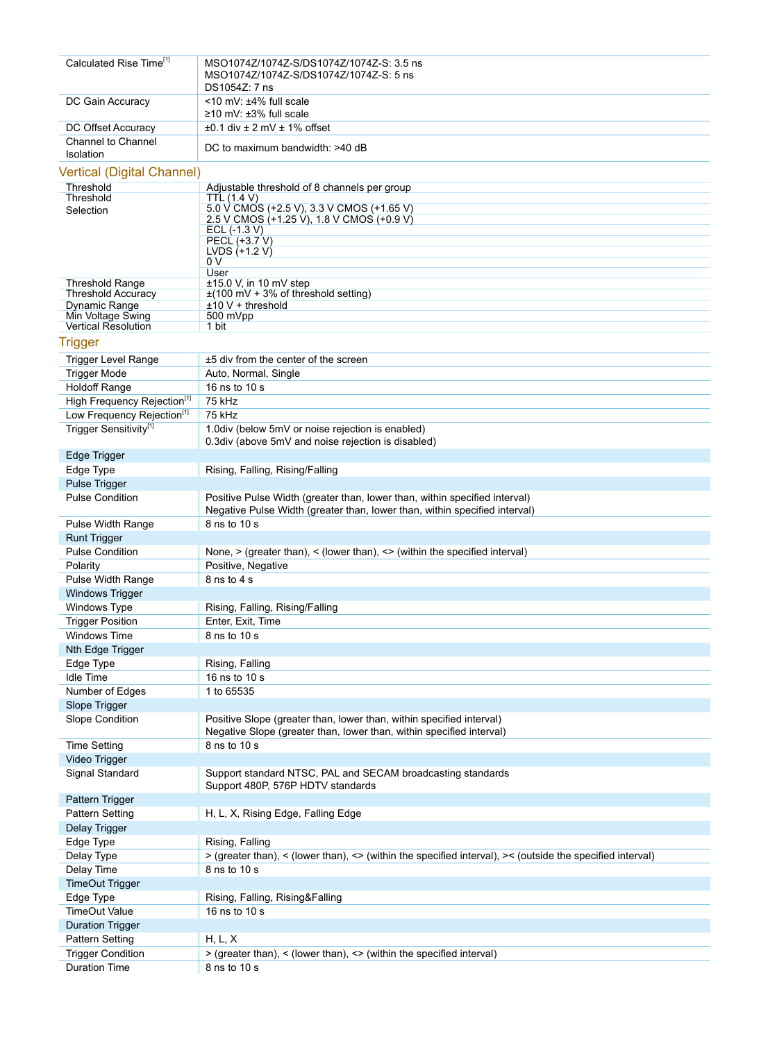| | |
|---|---|
| Calculated Rise Time[1] | MSO1074Z/1074Z-S/DS1074Z/1074Z-S: 3.5 ns<br>MSO1074Z/1074Z-S/DS1074Z/1074Z-S: 5 ns<br>DS1054Z: 7 ns |
| DC Gain Accuracy | <10 mV: ±4% full scale<br>≥10 mV: ±3% full scale |
| DC Offset Accuracy | ±0.1 div ± 2 mV ± 1% offset |
| Channel to Channel Isolation | DC to maximum bandwidth: >40 dB |

## Vertical (Digital Channel)

| | |
|---|---|
| Threshold | Adjustable threshold of 8 channels per group |
| Threshold Selection | TTL (1.4 V)<br>5.0 V CMOS (+2.5 V), 3.3 V CMOS (+1.65 V)<br>2.5 V CMOS (+1.25 V), 1.8 V CMOS (+0.9 V)<br>ECL (-1.3 V)<br>PECL (+3.7 V)<br>LVDS (+1.2 V)<br>0 V<br>User |
| Threshold Range | ±15.0 V, in 10 mV step |
| Threshold Accuracy | ±(100 mV + 3% of threshold setting) |
| Dynamic Range | ±10 V + threshold |
| Min Voltage Swing | 500 mVpp |
| Vertical Resolution | 1 bit |

## Trigger

| | |
|---|---|
| Trigger Level Range | ±5 div from the center of the screen |
| Trigger Mode | Auto, Normal, Single |
| Holdoff Range | 16 ns to 10 s |
| High Frequency Rejection[1] | 75 kHz |
| Low Frequency Rejection[1] | 75 kHz |
| Trigger Sensitivity[1] | 1.0div (below 5mV or noise rejection is enabled)<br>0.3div (above 5mV and noise rejection is disabled) |
| **Edge Trigger** | |
| Edge Type | Rising, Falling, Rising/Falling |
| **Pulse Trigger** | |
| Pulse Condition | Positive Pulse Width (greater than, lower than, within specified interval)<br>Negative Pulse Width (greater than, lower than, within specified interval) |
| Pulse Width Range | 8 ns to 10 s |
| **Runt Trigger** | |
| Pulse Condition | None, > (greater than), < (lower than), <> (within the specified interval) |
| Polarity | Positive, Negative |
| Pulse Width Range | 8 ns to 4 s |
| **Windows Trigger** | |
| Windows Type | Rising, Falling, Rising/Falling |
| Trigger Position | Enter, Exit, Time |
| Windows Time | 8 ns to 10 s |
| **Nth Edge Trigger** | |
| Edge Type | Rising, Falling |
| Idle Time | 16 ns to 10 s |
| Number of Edges | 1 to 65535 |
| **Slope Trigger** | |
| Slope Condition | Positive Slope (greater than, lower than, within specified interval)<br>Negative Slope (greater than, lower than, within specified interval) |
| Time Setting | 8 ns to 10 s |
| **Video Trigger** | |
| Signal Standard | Support standard NTSC, PAL and SECAM broadcasting standards<br>Support 480P, 576P HDTV standards |
| **Pattern Trigger** | |
| Pattern Setting | H, L, X, Rising Edge, Falling Edge |
| **Delay Trigger** | |
| Edge Type | Rising, Falling |
| Delay Type | > (greater than), < (lower than), <> (within the specified interval), >< (outside the specified interval) |
| Delay Time | 8 ns to 10 s |
| **TimeOut Trigger** | |
| Edge Type | Rising, Falling, Rising&Falling |
| TimeOut Value | 16 ns to 10 s |
| **Duration Trigger** | |
| Pattern Setting | H, L, X |
| Trigger Condition | > (greater than), < (lower than), <> (within the specified interval) |
| Duration Time | 8 ns to 10 s |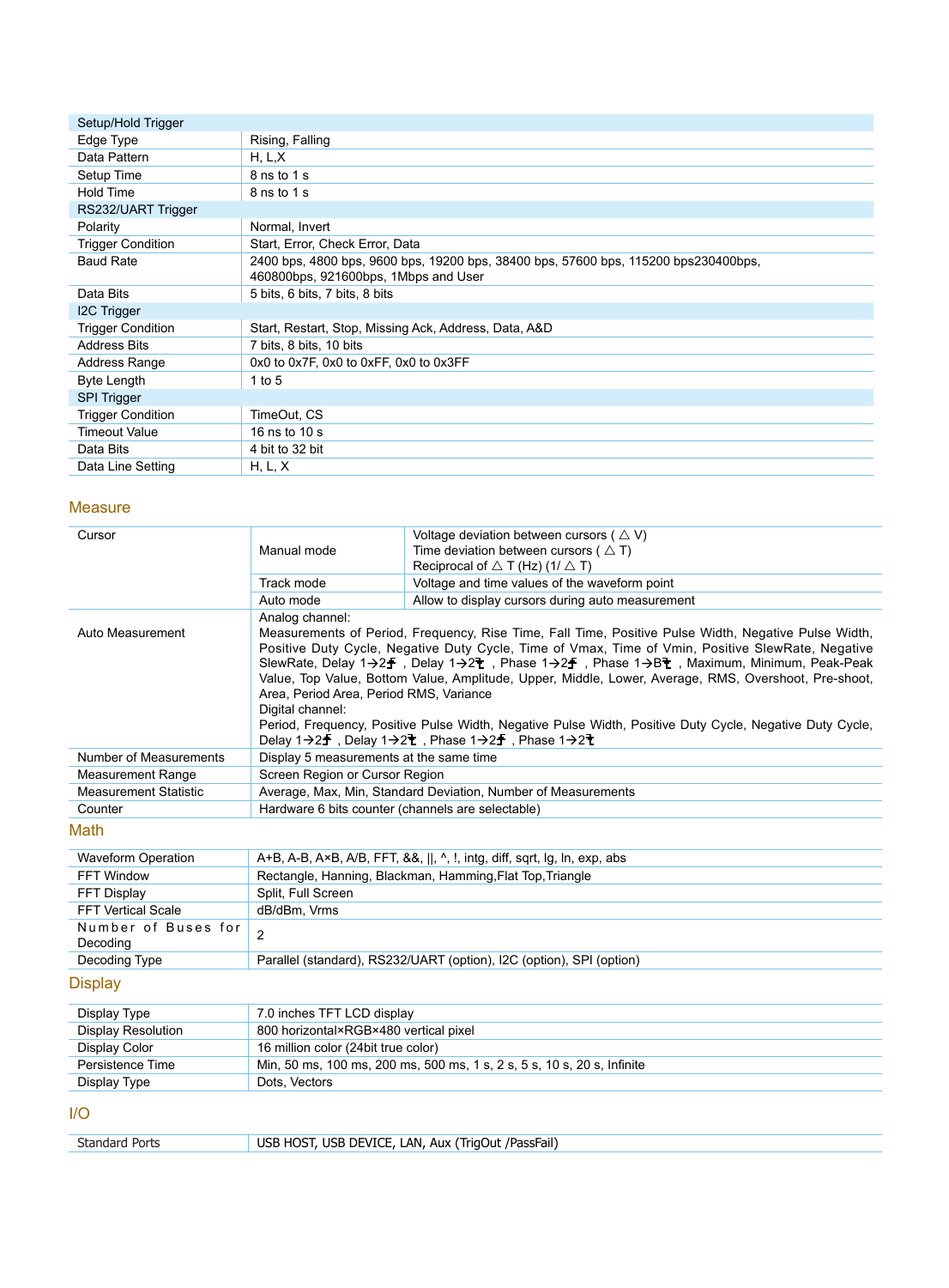| Setup/Hold Trigger | |
| --- | --- |
| Edge Type | Rising, Falling |
| Data Pattern | H, L,X |
| Setup Time | 8 ns to 1 s |
| Hold Time | 8 ns to 1 s |
| **RS232/UART Trigger** | |
| Polarity | Normal, Invert |
| Trigger Condition | Start, Error, Check Error, Data |
| Baud Rate | 2400 bps, 4800 bps, 9600 bps, 19200 bps, 38400 bps, 57600 bps, 115200 bps230400bps, 460800bps, 921600bps, 1Mbps and User |
| Data Bits | 5 bits, 6 bits, 7 bits, 8 bits |
| **I2C Trigger** | |
| Trigger Condition | Start, Restart, Stop, Missing Ack, Address, Data, A&D |
| Address Bits | 7 bits, 8 bits, 10 bits |
| Address Range | 0x0 to 0x7F, 0x0 to 0xFF, 0x0 to 0x3FF |
| Byte Length | 1 to 5 |
| **SPI Trigger** | |
| Trigger Condition | TimeOut, CS |
| Timeout Value | 16 ns to 10 s |
| Data Bits | 4 bit to 32 bit |
| Data Line Setting | H, L, X |

## Measure

| | | |
| --- | --- | --- |
| Cursor | Manual mode | Voltage deviation between cursors ( △ V)<br>Time deviation between cursors ( △ T)<br>Reciprocal of △ T (Hz) (1/ △ T) |
| | Track mode | Voltage and time values of the waveform point |
| | Auto mode | Allow to display cursors during auto measurement |
| Auto Measurement | Analog channel:<br>Measurements of Period, Frequency, Rise Time, Fall Time, Positive Pulse Width, Negative Pulse Width, Positive Duty Cycle, Negative Duty Cycle, Time of Vmax, Time of Vmin, Positive SlewRate, Negative SlewRate, Delay 1→2 , Delay 1→2 , Phase 1→2 , Phase 1→B , Maximum, Minimum, Peak-Peak Value, Top Value, Bottom Value, Amplitude, Upper, Middle, Lower, Average, RMS, Overshoot, Pre-shoot, Area, Period Area, Period RMS, Variance<br>Digital channel:<br>Period, Frequency, Positive Pulse Width, Negative Pulse Width, Positive Duty Cycle, Negative Duty Cycle, Delay 1→2 , Delay 1→2 , Phase 1→2 , Phase 1→2 | |
| Number of Measurements | Display 5 measurements at the same time | |
| Measurement Range | Screen Region or Cursor Region | |
| Measurement Statistic | Average, Max, Min, Standard Deviation, Number of Measurements | |
| Counter | Hardware 6 bits counter (channels are selectable) | |

## Math

| | |
| --- | --- |
| Waveform Operation | A+B, A-B, A×B, A/B, FFT, &&, \|\|, ^, !, intg, diff, sqrt, lg, ln, exp, abs |
| FFT Window | Rectangle, Hanning, Blackman, Hamming,Flat Top,Triangle |
| FFT Display | Split, Full Screen |
| FFT Vertical Scale | dB/dBm, Vrms |
| Number of Buses for Decoding | 2 |
| Decoding Type | Parallel (standard), RS232/UART (option), I2C (option), SPI (option) |

## Display

| | |
| --- | --- |
| Display Type | 7.0 inches TFT LCD display |
| Display Resolution | 800 horizontal×RGB×480 vertical pixel |
| Display Color | 16 million color (24bit true color) |
| Persistence Time | Min, 50 ms, 100 ms, 200 ms, 500 ms, 1 s, 2 s, 5 s, 10 s, 20 s, Infinite |
| Display Type | Dots, Vectors |

## I/O

| | |
| --- | --- |
| Standard Ports | USB HOST, USB DEVICE, LAN, Aux (TrigOut /PassFail) |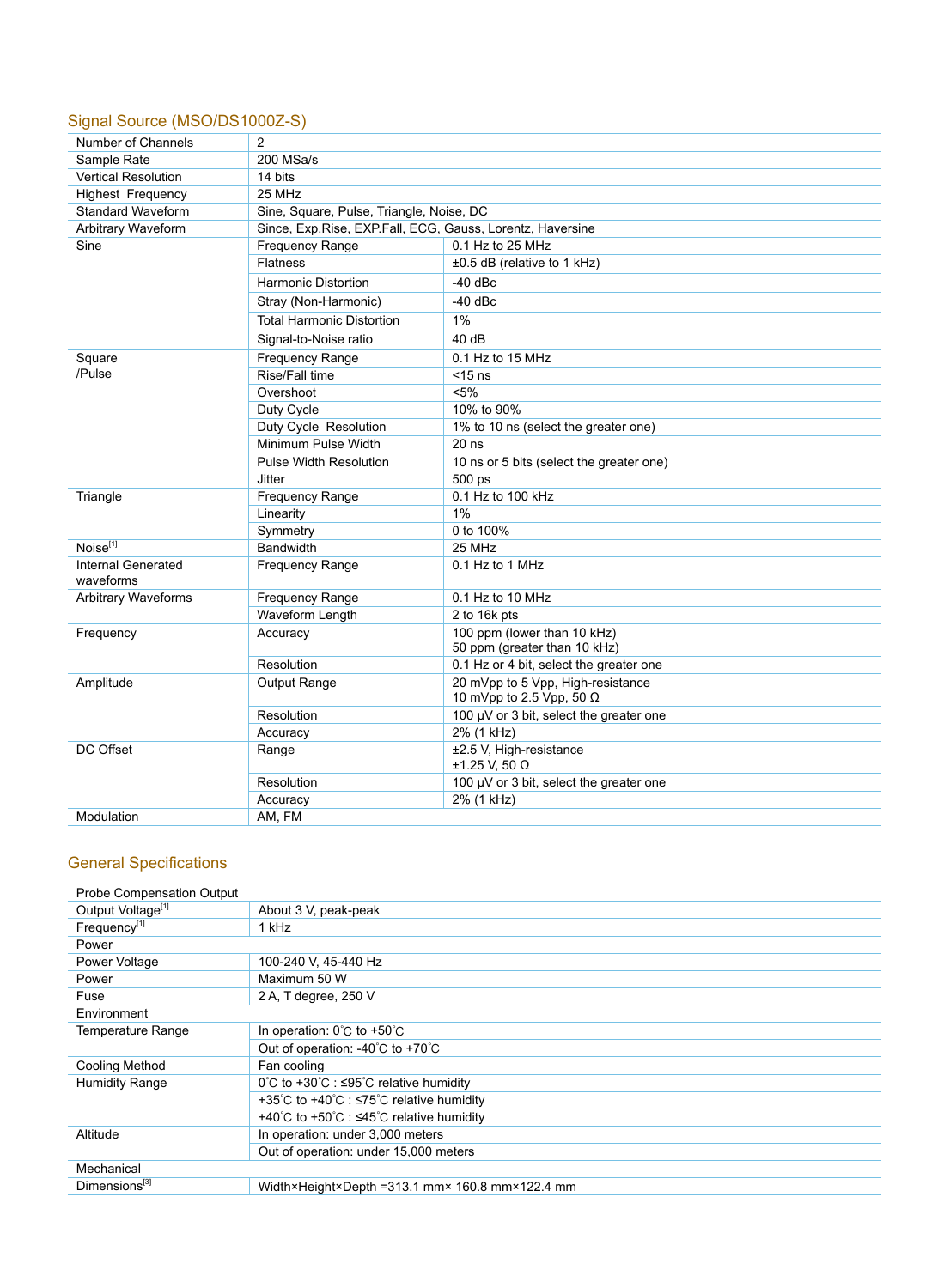## Signal Source (MSO/DS1000Z-S)

| | | |
|---|---|---|
| Number of Channels | 2 | |
| Sample Rate | 200 MSa/s | |
| Vertical Resolution | 14 bits | |
| Highest Frequency | 25 MHz | |
| Standard Waveform | Sine, Square, Pulse, Triangle, Noise, DC | |
| Arbitrary Waveform | Since, Exp.Rise, EXP.Fall, ECG, Gauss, Lorentz, Haversine | |
| Sine | Frequency Range | 0.1 Hz to 25 MHz |
| | Flatness | ±0.5 dB (relative to 1 kHz) |
| | Harmonic Distortion | -40 dBc |
| | Stray (Non-Harmonic) | -40 dBc |
| | Total Harmonic Distortion | 1% |
| | Signal-to-Noise ratio | 40 dB |
| Square /Pulse | Frequency Range | 0.1 Hz to 15 MHz |
| | Rise/Fall time | <15 ns |
| | Overshoot | <5% |
| | Duty Cycle | 10% to 90% |
| | Duty Cycle Resolution | 1% to 10 ns (select the greater one) |
| | Minimum Pulse Width | 20 ns |
| | Pulse Width Resolution | 10 ns or 5 bits (select the greater one) |
| | Jitter | 500 ps |
| Triangle | Frequency Range | 0.1 Hz to 100 kHz |
| | Linearity | 1% |
| | Symmetry | 0 to 100% |
| Noise[1] | Bandwidth | 25 MHz |
| Internal Generated waveforms | Frequency Range | 0.1 Hz to 1 MHz |
| Arbitrary Waveforms | Frequency Range | 0.1 Hz to 10 MHz |
| | Waveform Length | 2 to 16k pts |
| Frequency | Accuracy | 100 ppm (lower than 10 kHz)<br>50 ppm (greater than 10 kHz) |
| | Resolution | 0.1 Hz or 4 bit, select the greater one |
| Amplitude | Output Range | 20 mVpp to 5 Vpp, High-resistance<br>10 mVpp to 2.5 Vpp, 50 Ω |
| | Resolution | 100 μV or 3 bit, select the greater one |
| | Accuracy | 2% (1 kHz) |
| DC Offset | Range | ±2.5 V, High-resistance<br>±1.25 V, 50 Ω |
| | Resolution | 100 μV or 3 bit, select the greater one |
| | Accuracy | 2% (1 kHz) |
| Modulation | AM, FM | |

## General Specifications

| | |
|---|---|
| Probe Compensation Output | |
| Output Voltage[1] | About 3 V, peak-peak |
| Frequency[1] | 1 kHz |
| Power | |
| Power Voltage | 100-240 V, 45-440 Hz |
| Power | Maximum 50 W |
| Fuse | 2 A, T degree, 250 V |
| Environment | |
| Temperature Range | In operation: 0°C to +50°C |
| | Out of operation: -40°C to +70°C |
| Cooling Method | Fan cooling |
| Humidity Range | 0°C to +30°C : ≤95°C relative humidity |
| | +35°C to +40°C : ≤75°C relative humidity |
| | +40°C to +50°C : ≤45°C relative humidity |
| Altitude | In operation: under 3,000 meters |
| | Out of operation: under 15,000 meters |
| Mechanical | |
| Dimensions[3] | Width×Height×Depth =313.1 mm× 160.8 mm×122.4 mm |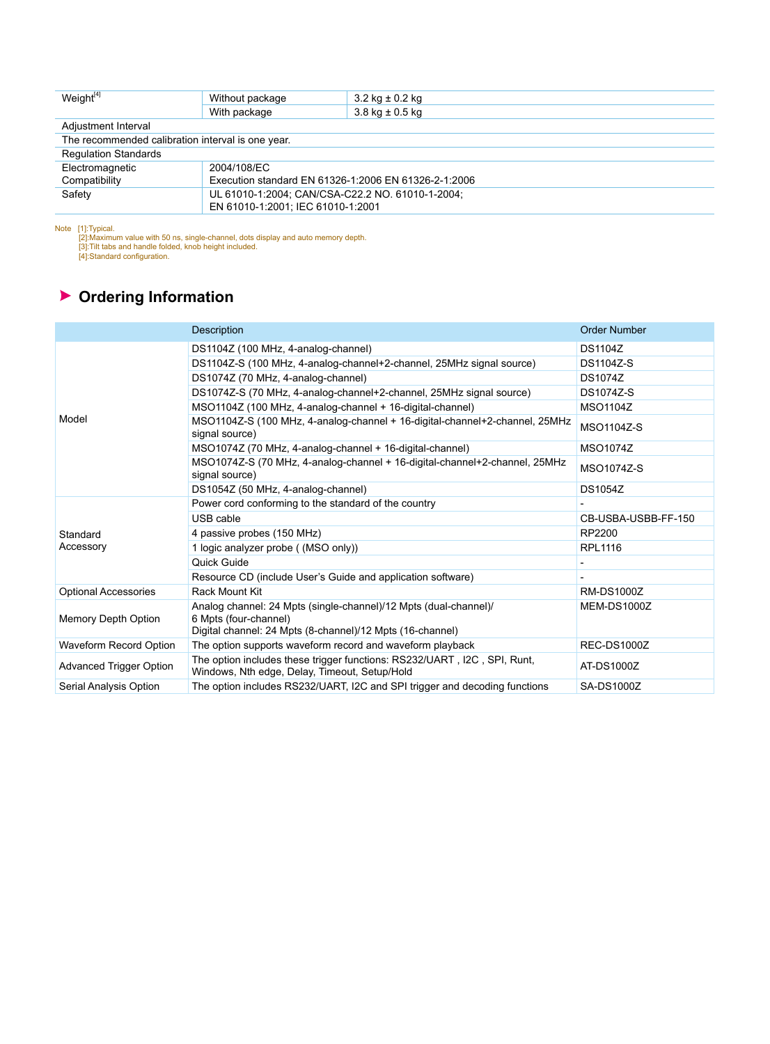| Weight[4] | Without package | 3.2 kg ± 0.2 kg |
|---|---|---|
| | With package | 3.8 kg ± 0.5 kg |
| Adjustment Interval | | |
| The recommended calibration interval is one year. | | |
| Regulation Standards | | |
| Electromagnetic Compatibility | 2004/108/EC<br>Execution standard EN 61326-1:2006 EN 61326-2-1:2006 | |
| Safety | UL 61010-1:2004; CAN/CSA-C22.2 NO. 61010-1-2004;<br>EN 61010-1:2001; IEC 61010-1:2001 | |

Note [1]:Typical.
[2]:Maximum value with 50 ns, single-channel, dots display and auto memory depth.
[3]:Tilt tabs and handle folded, knob height included.
[4]:Standard configuration.

## Ordering Information

| | Description | Order Number |
|---|---|---|
| Model | DS1104Z (100 MHz, 4-analog-channel) | DS1104Z |
| | DS1104Z-S (100 MHz, 4-analog-channel+2-channel, 25MHz signal source) | DS1104Z-S |
| | DS1074Z (70 MHz, 4-analog-channel) | DS1074Z |
| | DS1074Z-S (70 MHz, 4-analog-channel+2-channel, 25MHz signal source) | DS1074Z-S |
| | MSO1104Z (100 MHz, 4-analog-channel + 16-digital-channel) | MSO1104Z |
| | MSO1104Z-S (100 MHz, 4-analog-channel + 16-digital-channel+2-channel, 25MHz signal source) | MSO1104Z-S |
| | MSO1074Z (70 MHz, 4-analog-channel + 16-digital-channel) | MSO1074Z |
| | MSO1074Z-S (70 MHz, 4-analog-channel + 16-digital-channel+2-channel, 25MHz signal source) | MSO1074Z-S |
| | DS1054Z (50 MHz, 4-analog-channel) | DS1054Z |
| Standard Accessory | Power cord conforming to the standard of the country | - |
| | USB cable | CB-USBA-USBB-FF-150 |
| | 4 passive probes (150 MHz) | RP2200 |
| | 1 logic analyzer probe ( (MSO only)) | RPL1116 |
| | Quick Guide | - |
| | Resource CD (include User's Guide and application software) | - |
| Optional Accessories | Rack Mount Kit | RM-DS1000Z |
| Memory Depth Option | Analog channel: 24 Mpts (single-channel)/12 Mpts (dual-channel)/<br>6 Mpts (four-channel)<br>Digital channel: 24 Mpts (8-channel)/12 Mpts (16-channel) | MEM-DS1000Z |
| Waveform Record Option | The option supports waveform record and waveform playback | REC-DS1000Z |
| Advanced Trigger Option | The option includes these trigger functions: RS232/UART , I2C , SPI, Runt, Windows, Nth edge, Delay, Timeout, Setup/Hold | AT-DS1000Z |
| Serial Analysis Option | The option includes RS232/UART, I2C and SPI trigger and decoding functions | SA-DS1000Z |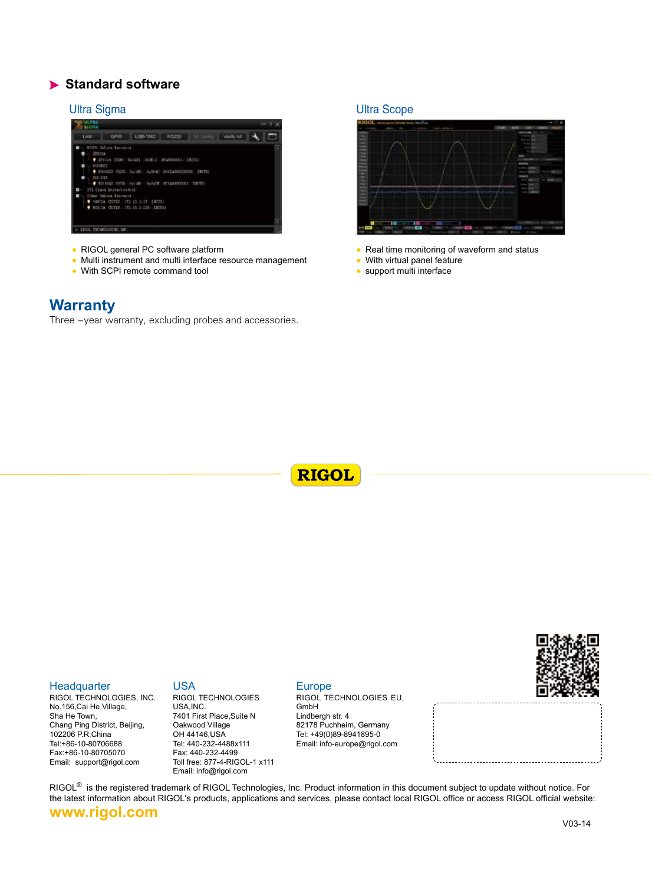## Standard software

### Ultra Sigma

- RIGOL general PC software platform
- Multi instrument and multi interface resource management
- With SCPI remote command tool

### Ultra Scope

- Real time monitoring of waveform and status
- With virtual panel feature
- support multi interface

## Warranty

Three –year warranty, excluding probes and accessories.

RIGOL

**Headquarter**
RIGOL TECHNOLOGIES, INC.
No.156,Cai He Village,
Sha He Town,
Chang Ping District, Beijing,
102206 P.R.China
Tel:+86-10-80706688
Fax:+86-10-80705070
Email: support@rigol.com

**USA**
RIGOL TECHNOLOGIES
USA,INC.
7401 First Place,Suite N
Oakwood Village
OH 44146,USA
Tel: 440-232-4488x111
Fax: 440-232-4499
Toll free: 877-4-RIGOL-1 x111
Email: info@rigol.com

**Europe**
RIGOL TECHNOLOGIES EU,
GmbH
Lindbergh str. 4
82178 Puchheim, Germany
Tel: +49(0)89-8941895-0
Email: info-europe@rigol.com

RIGOL® is the registered trademark of RIGOL Technologies, Inc. Product information in this document subject to update without notice. For the latest information about RIGOL's products, applications and services, please contact local RIGOL office or access RIGOL official website:

**www.rigol.com**

V03-14